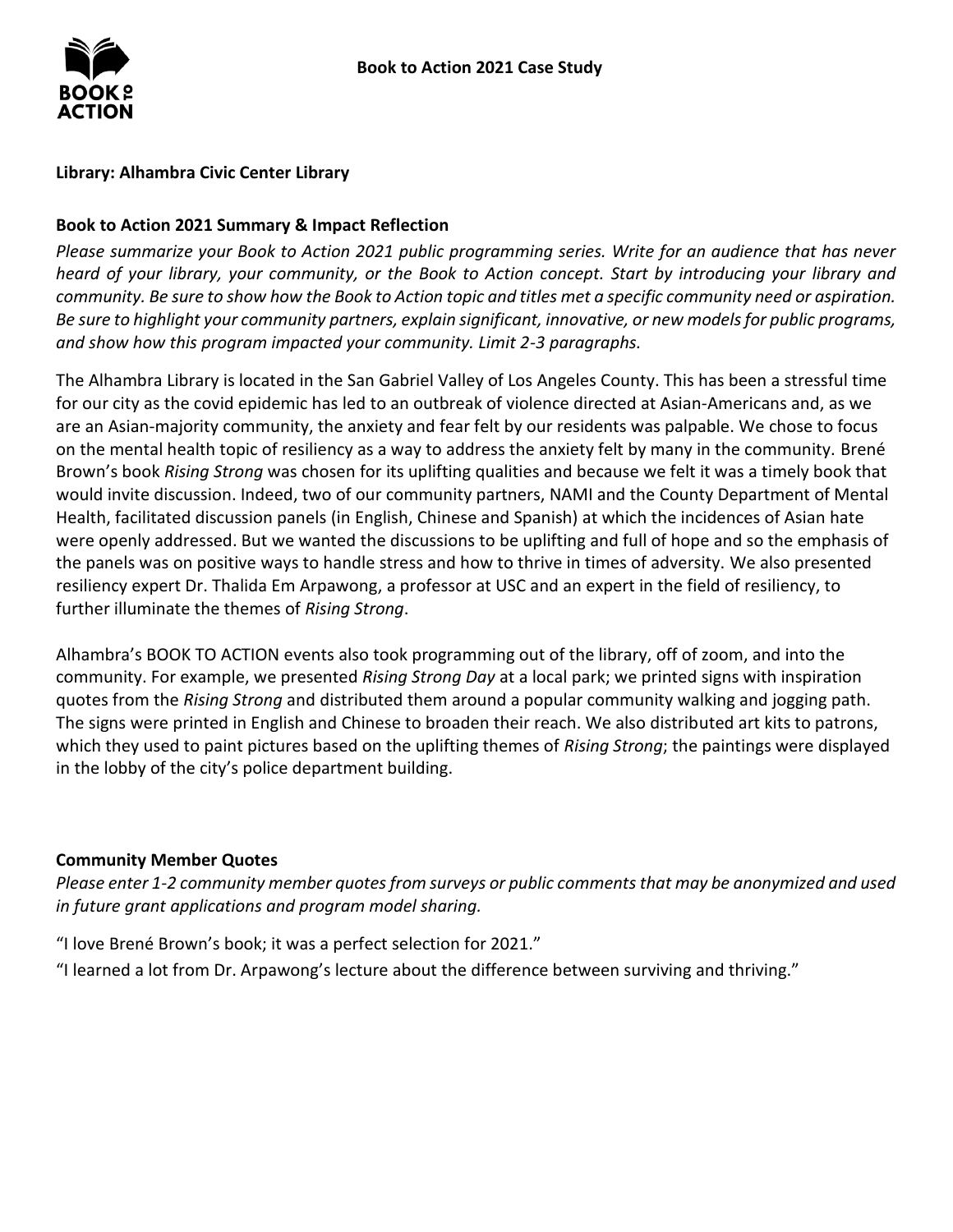# Book to Action 2021 Case Study

**Library: Alhambra Civic Center Library**

## Book to Action 2021 Summary & Impact Reflection

*Please summarize your Book to Action 2021 public programming series. Write for an audience that has never heard of your library, your community, or the Book to Action concept. Start by introducing your library and community. Be sure to show how the Book to Action topic and titles met a specific community need or aspiration. Be sure to highlight your community partners, explain significant, innovative, or new models for public programs, and show how this program impacted your community. Limit 2-3 paragraphs.*

The Alhambra Library is located in the San Gabriel Valley of Los Angeles County. This has been a stressful time for our city as the covid epidemic has led to an outbreak of violence directed at Asian-Americans and, as we are an Asian-majority community, the anxiety and fear felt by our residents was palpable. We chose to focus on the mental health topic of resiliency as a way to address the anxiety felt by many in the community. Brené Brown's book *Rising Strong* was chosen for its uplifting qualities and because we felt it was a timely book that would invite discussion. Indeed, two of our community partners, NAMI and the County Department of Mental Health, facilitated discussion panels (in English, Chinese and Spanish) at which the incidences of Asian hate were openly addressed. But we wanted the discussions to be uplifting and full of hope and so the emphasis of the panels was on positive ways to handle stress and how to thrive in times of adversity. We also presented resiliency expert Dr. Thalida Em Arpawong, a professor at USC and an expert in the field of resiliency, to further illuminate the themes of *Rising Strong*.

Alhambra's BOOK TO ACTION events also took programming out of the library, off of zoom, and into the community. For example, we presented *Rising Strong Day* at a local park; we printed signs with inspiration quotes from the *Rising Strong* and distributed them around a popular community walking and jogging path. The signs were printed in English and Chinese to broaden their reach. We also distributed art kits to patrons, which they used to paint pictures based on the uplifting themes of *Rising Strong*; the paintings were displayed in the lobby of the city's police department building.

## Community Member Quotes

*Please enter 1-2 community member quotes from surveys or public comments that may be anonymized and used in future grant applications and program model sharing.*

"I love Brené Brown's book; it was a perfect selection for 2021."

"I learned a lot from Dr. Arpawong's lecture about the difference between surviving and thriving."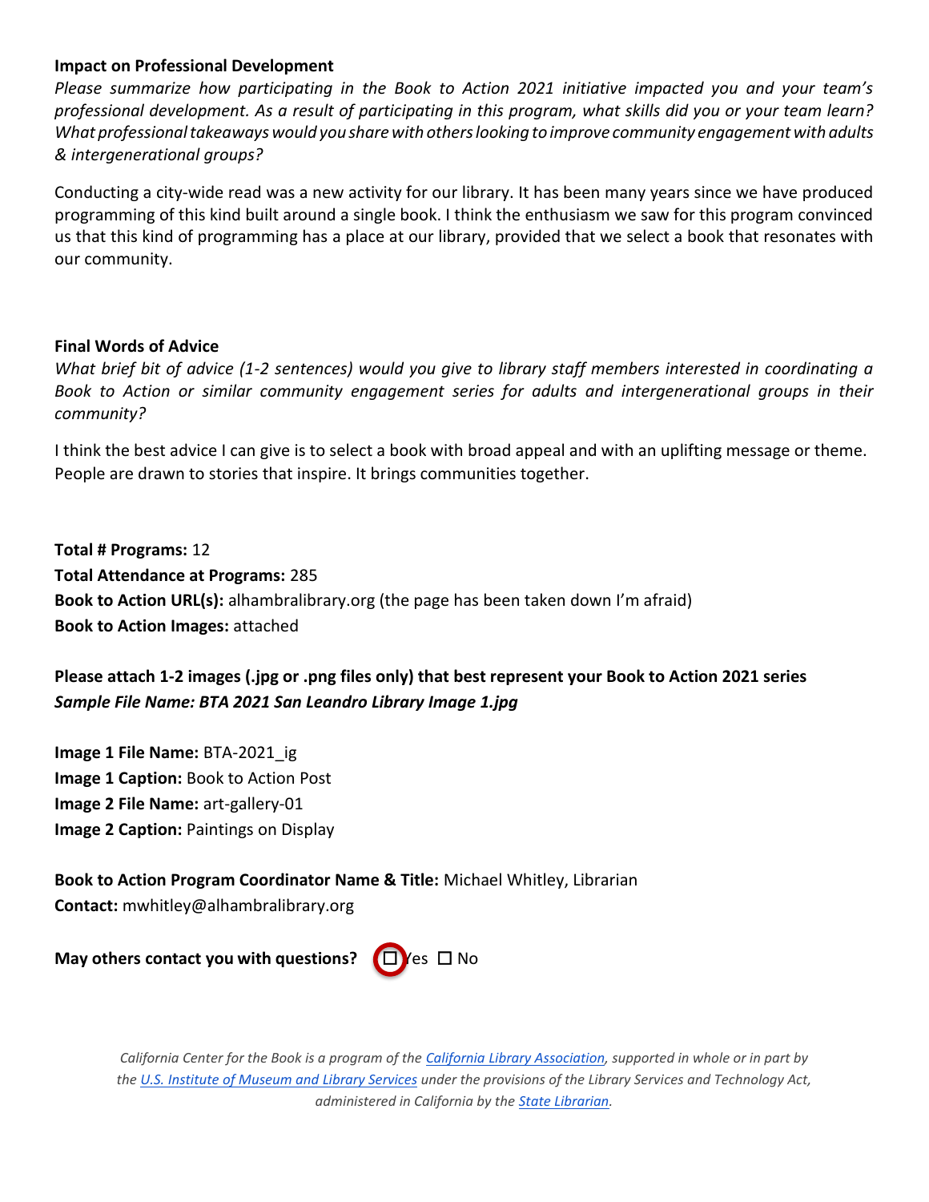**Impact on Professional Development**

*Please summarize how participating in the Book to Action 2021 initiative impacted you and your team's professional development. As a result of participating in this program, what skills did you or your team learn? What professional takeaways would you share with others looking to improve community engagement with adults & intergenerational groups?*

Conducting a city-wide read was a new activity for our library. It has been many years since we have produced programming of this kind built around a single book. I think the enthusiasm we saw for this program convinced us that this kind of programming has a place at our library, provided that we select a book that resonates with our community.

**Final Words of Advice**

*What brief bit of advice (1-2 sentences) would you give to library staff members interested in coordinating a Book to Action or similar community engagement series for adults and intergenerational groups in their community?*

I think the best advice I can give is to select a book with broad appeal and with an uplifting message or theme. People are drawn to stories that inspire. It brings communities together.

**Total # Programs:** 12
**Total Attendance at Programs:** 285
**Book to Action URL(s):** alhambralibrary.org (the page has been taken down I'm afraid)
**Book to Action Images:** attached

**Please attach 1-2 images (.jpg or .png files only) that best represent your Book to Action 2021 series**
***Sample File Name: BTA 2021 San Leandro Library Image 1.jpg***

**Image 1 File Name:** BTA-2021_ig
**Image 1 Caption:** Book to Action Post
**Image 2 File Name:** art-gallery-01
**Image 2 Caption:** Paintings on Display

**Book to Action Program Coordinator Name & Title:** Michael Whitley, Librarian
**Contact:** mwhitley@alhambralibrary.org

**May others contact you with questions?** ☐ Yes ☐ No

*California Center for the Book is a program of the California Library Association, supported in whole or in part by the U.S. Institute of Museum and Library Services under the provisions of the Library Services and Technology Act, administered in California by the State Librarian.*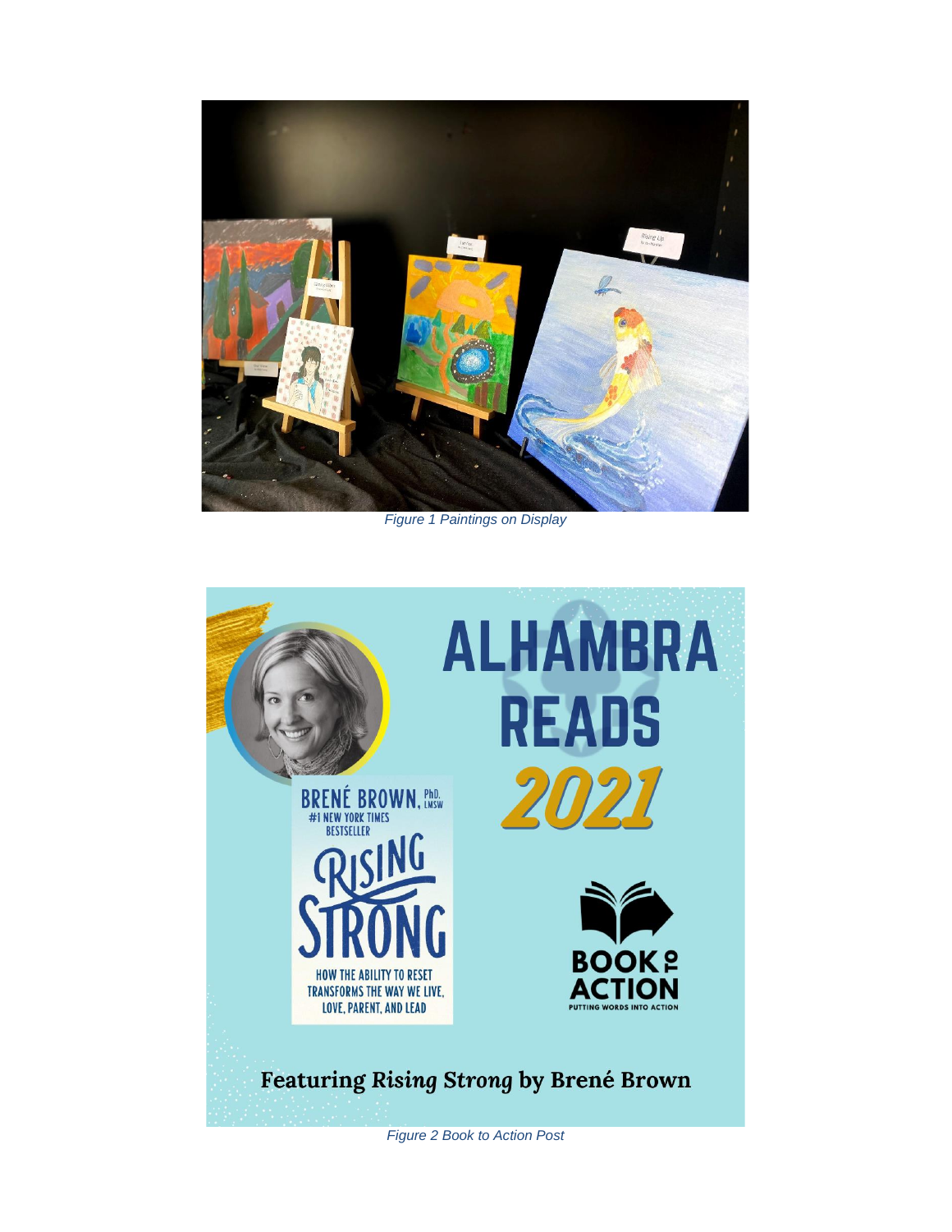Figure 1 Paintings on Display

Figure 2 Book to Action Post